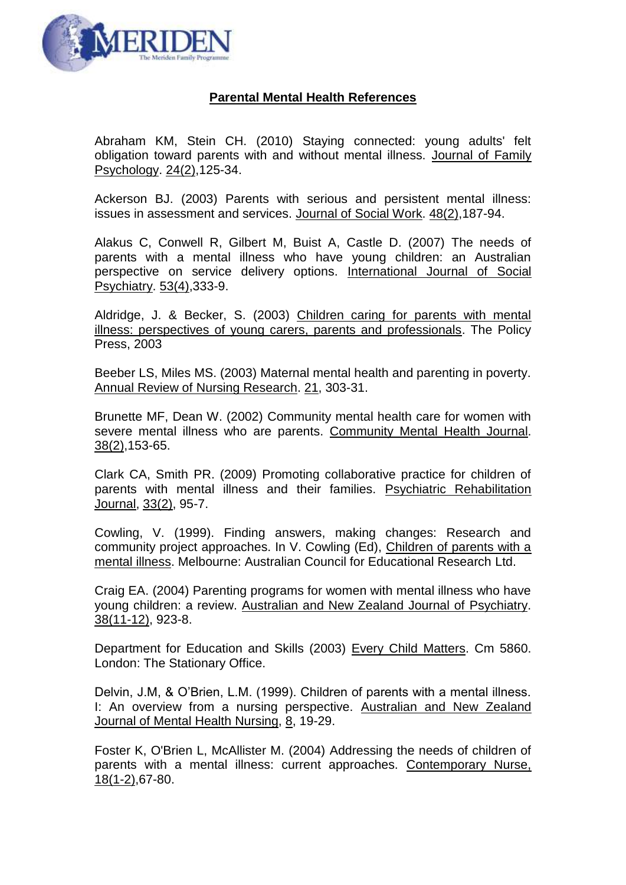# Parental Mental Health References

Abraham KM, Stein CH. (2010) Staying connected: young adults' felt obligation toward parents with and without mental illness. Journal of Family Psychology. 24(2),125-34.

Ackerson BJ. (2003) Parents with serious and persistent mental illness: issues in assessment and services. Journal of Social Work. 48(2),187-94.

Alakus C, Conwell R, Gilbert M, Buist A, Castle D. (2007) The needs of parents with a mental illness who have young children: an Australian perspective on service delivery options. International Journal of Social Psychiatry. 53(4),333-9.

Aldridge, J. & Becker, S. (2003) Children caring for parents with mental illness: perspectives of young carers, parents and professionals. The Policy Press, 2003

Beeber LS, Miles MS. (2003) Maternal mental health and parenting in poverty. Annual Review of Nursing Research. 21, 303-31.

Brunette MF, Dean W. (2002) Community mental health care for women with severe mental illness who are parents. Community Mental Health Journal. 38(2),153-65.

Clark CA, Smith PR. (2009) Promoting collaborative practice for children of parents with mental illness and their families. Psychiatric Rehabilitation Journal, 33(2), 95-7.

Cowling, V. (1999). Finding answers, making changes: Research and community project approaches. In V. Cowling (Ed), Children of parents with a mental illness. Melbourne: Australian Council for Educational Research Ltd.

Craig EA. (2004) Parenting programs for women with mental illness who have young children: a review. Australian and New Zealand Journal of Psychiatry. 38(11-12), 923-8.

Department for Education and Skills (2003) Every Child Matters. Cm 5860. London: The Stationary Office.

Delvin, J.M, & O'Brien, L.M. (1999). Children of parents with a mental illness. I: An overview from a nursing perspective. Australian and New Zealand Journal of Mental Health Nursing, 8, 19-29.

Foster K, O'Brien L, McAllister M. (2004) Addressing the needs of children of parents with a mental illness: current approaches. Contemporary Nurse, 18(1-2),67-80.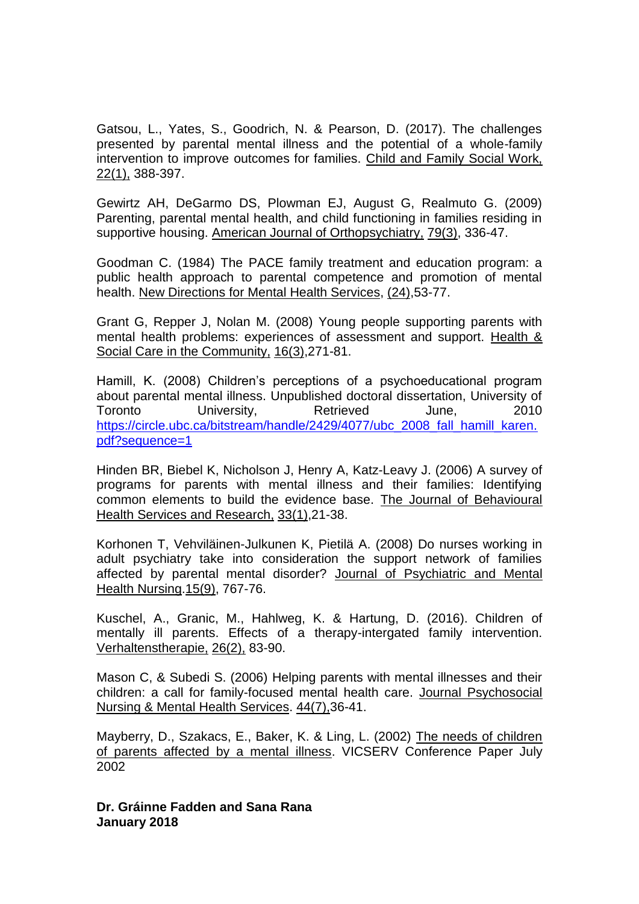Gatsou, L., Yates, S., Goodrich, N. & Pearson, D. (2017). The challenges presented by parental mental illness and the potential of a whole-family intervention to improve outcomes for families. Child and Family Social Work, 22(1), 388-397.

Gewirtz AH, DeGarmo DS, Plowman EJ, August G, Realmuto G. (2009) Parenting, parental mental health, and child functioning in families residing in supportive housing. American Journal of Orthopsychiatry, 79(3), 336-47.

Goodman C. (1984) The PACE family treatment and education program: a public health approach to parental competence and promotion of mental health. New Directions for Mental Health Services, (24),53-77.

Grant G, Repper J, Nolan M. (2008) Young people supporting parents with mental health problems: experiences of assessment and support. Health & Social Care in the Community, 16(3),271-81.

Hamill, K. (2008) Children's perceptions of a psychoeducational program about parental mental illness. Unpublished doctoral dissertation, University of Toronto University, Retrieved June, 2010 https://circle.ubc.ca/bitstream/handle/2429/4077/ubc_2008_fall_hamill_karen.pdf?sequence=1

Hinden BR, Biebel K, Nicholson J, Henry A, Katz-Leavy J. (2006) A survey of programs for parents with mental illness and their families: Identifying common elements to build the evidence base. The Journal of Behavioural Health Services and Research, 33(1),21-38.

Korhonen T, Vehviläinen-Julkunen K, Pietilä A. (2008) Do nurses working in adult psychiatry take into consideration the support network of families affected by parental mental disorder? Journal of Psychiatric and Mental Health Nursing.15(9), 767-76.

Kuschel, A., Granic, M., Hahlweg, K. & Hartung, D. (2016). Children of mentally ill parents. Effects of a therapy-intergated family intervention. Verhaltenstherapie, 26(2), 83-90.

Mason C, & Subedi S. (2006) Helping parents with mental illnesses and their children: a call for family-focused mental health care. Journal Psychosocial Nursing & Mental Health Services. 44(7),36-41.

Mayberry, D., Szakacs, E., Baker, K. & Ling, L. (2002) The needs of children of parents affected by a mental illness. VICSERV Conference Paper July 2002

**Dr. Gráinne Fadden and Sana Rana**
**January 2018**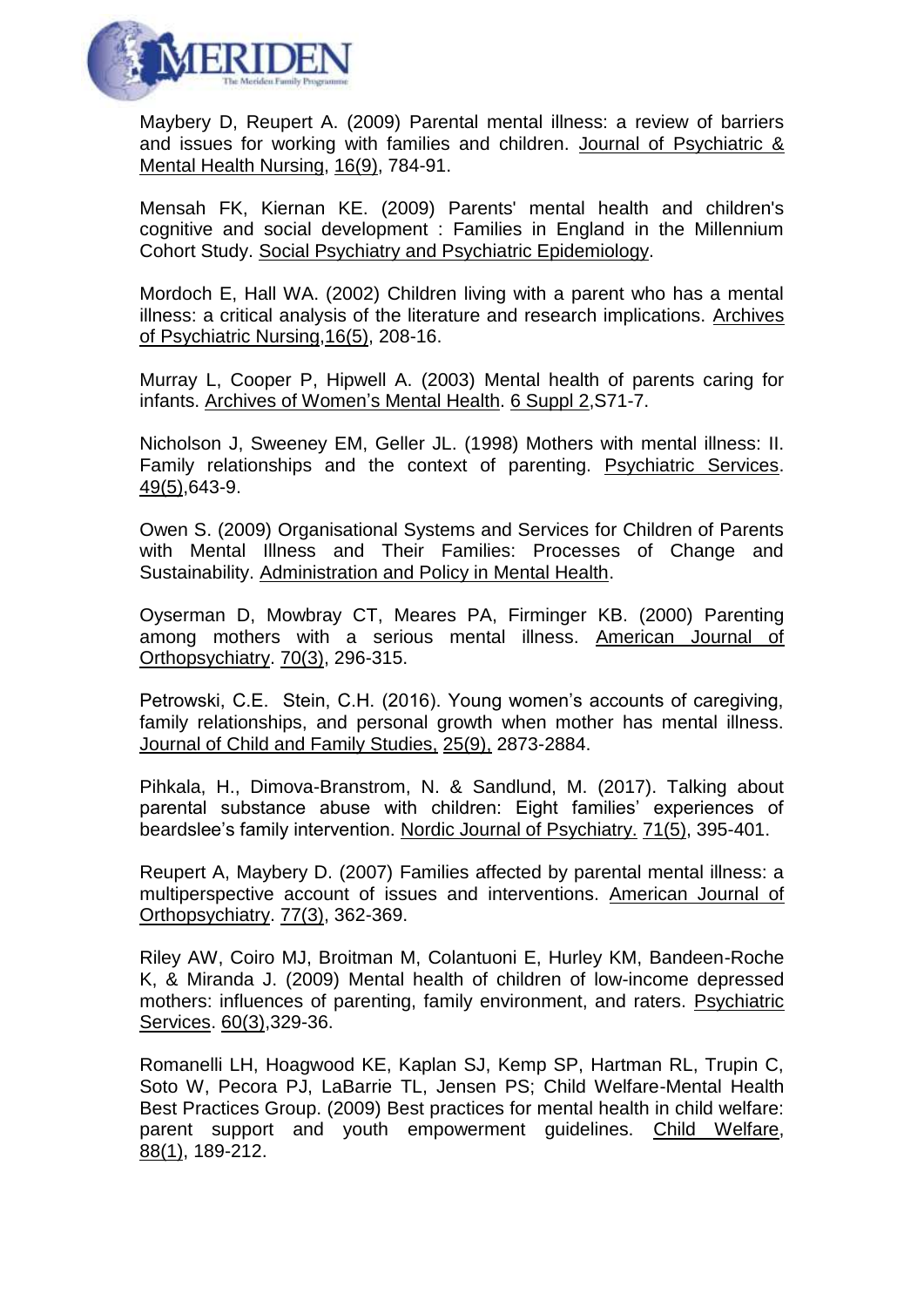Maybery D, Reupert A. (2009) Parental mental illness: a review of barriers and issues for working with families and children. Journal of Psychiatric & Mental Health Nursing, 16(9), 784-91.

Mensah FK, Kiernan KE. (2009) Parents' mental health and children's cognitive and social development : Families in England in the Millennium Cohort Study. Social Psychiatry and Psychiatric Epidemiology.

Mordoch E, Hall WA. (2002) Children living with a parent who has a mental illness: a critical analysis of the literature and research implications. Archives of Psychiatric Nursing,16(5), 208-16.

Murray L, Cooper P, Hipwell A. (2003) Mental health of parents caring for infants. Archives of Women's Mental Health. 6 Suppl 2,S71-7.

Nicholson J, Sweeney EM, Geller JL. (1998) Mothers with mental illness: II. Family relationships and the context of parenting. Psychiatric Services. 49(5),643-9.

Owen S. (2009) Organisational Systems and Services for Children of Parents with Mental Illness and Their Families: Processes of Change and Sustainability. Administration and Policy in Mental Health.

Oyserman D, Mowbray CT, Meares PA, Firminger KB. (2000) Parenting among mothers with a serious mental illness. American Journal of Orthopsychiatry. 70(3), 296-315.

Petrowski, C.E. Stein, C.H. (2016). Young women's accounts of caregiving, family relationships, and personal growth when mother has mental illness. Journal of Child and Family Studies, 25(9), 2873-2884.

Pihkala, H., Dimova-Branstrom, N. & Sandlund, M. (2017). Talking about parental substance abuse with children: Eight families' experiences of beardslee's family intervention. Nordic Journal of Psychiatry. 71(5), 395-401.

Reupert A, Maybery D. (2007) Families affected by parental mental illness: a multiperspective account of issues and interventions. American Journal of Orthopsychiatry. 77(3), 362-369.

Riley AW, Coiro MJ, Broitman M, Colantuoni E, Hurley KM, Bandeen-Roche K, & Miranda J. (2009) Mental health of children of low-income depressed mothers: influences of parenting, family environment, and raters. Psychiatric Services. 60(3),329-36.

Romanelli LH, Hoagwood KE, Kaplan SJ, Kemp SP, Hartman RL, Trupin C, Soto W, Pecora PJ, LaBarrie TL, Jensen PS; Child Welfare-Mental Health Best Practices Group. (2009) Best practices for mental health in child welfare: parent support and youth empowerment guidelines. Child Welfare, 88(1), 189-212.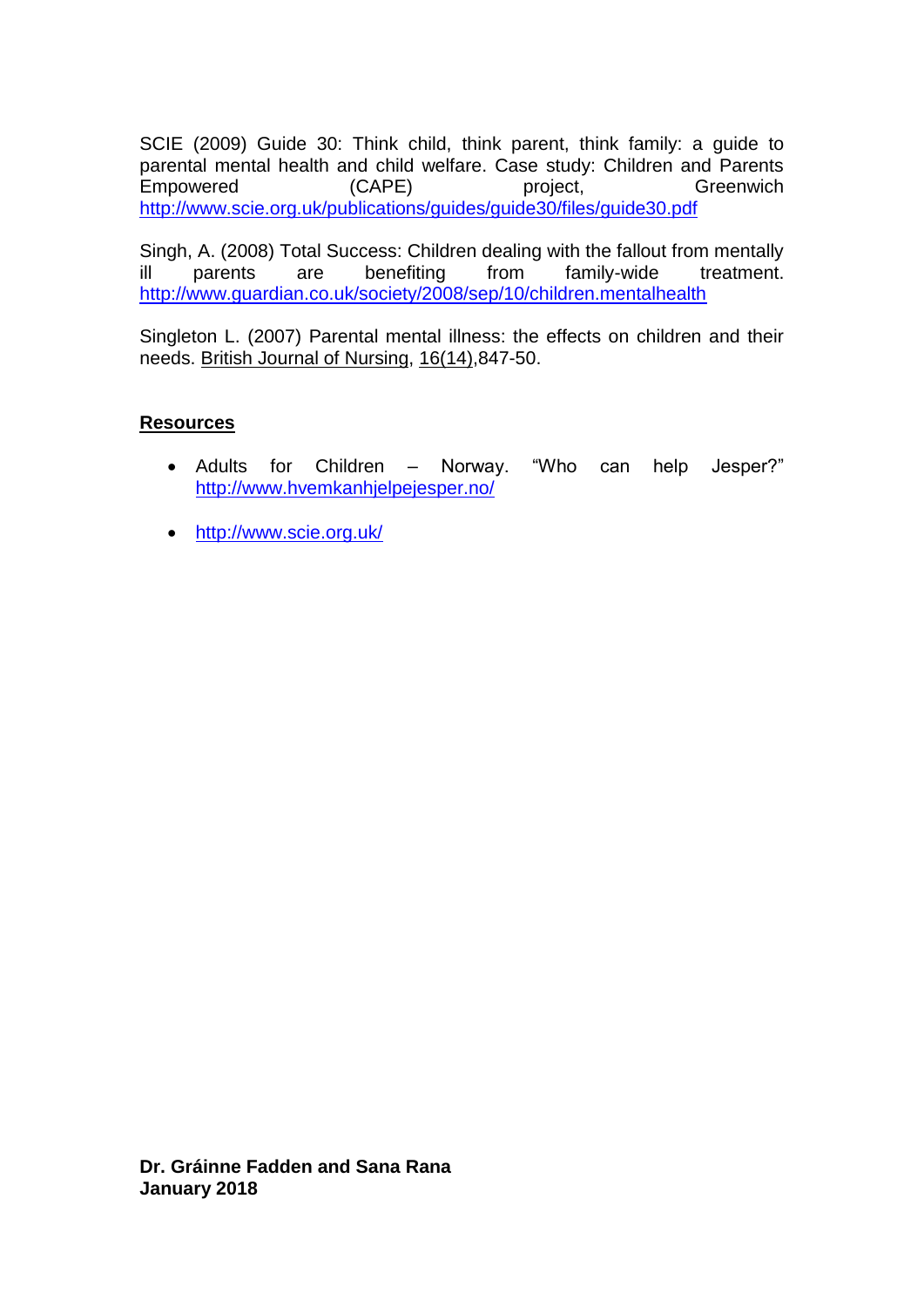SCIE (2009) Guide 30: Think child, think parent, think family: a guide to parental mental health and child welfare. Case study: Children and Parents Empowered (CAPE) project, Greenwich http://www.scie.org.uk/publications/guides/guide30/files/guide30.pdf

Singh, A. (2008) Total Success: Children dealing with the fallout from mentally ill parents are benefiting from family-wide treatment. http://www.guardian.co.uk/society/2008/sep/10/children.mentalhealth

Singleton L. (2007) Parental mental illness: the effects on children and their needs. British Journal of Nursing, 16(14),847-50.

**Resources**

- Adults for Children – Norway. "Who can help Jesper?" http://www.hvemkanhjelpejesper.no/
- http://www.scie.org.uk/

**Dr. Gráinne Fadden and Sana Rana**
**January 2018**